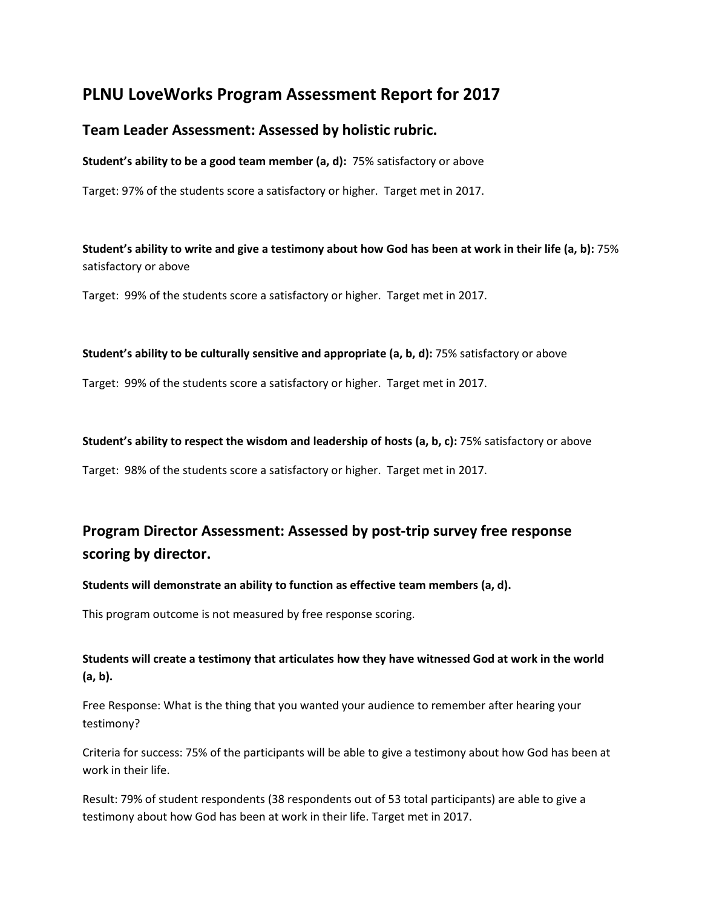# PLNU LoveWorks Program Assessment Report for 2017

## Team Leader Assessment: Assessed by holistic rubric.

**Student's ability to be a good team member (a, d):** 75% satisfactory or above

Target: 97% of the students score a satisfactory or higher. Target met in 2017.

**Student's ability to write and give a testimony about how God has been at work in their life (a, b):** 75% satisfactory or above

Target: 99% of the students score a satisfactory or higher. Target met in 2017.

**Student's ability to be culturally sensitive and appropriate (a, b, d):** 75% satisfactory or above

Target: 99% of the students score a satisfactory or higher. Target met in 2017.

**Student's ability to respect the wisdom and leadership of hosts (a, b, c):** 75% satisfactory or above

Target: 98% of the students score a satisfactory or higher. Target met in 2017.

## Program Director Assessment: Assessed by post-trip survey free response scoring by director.

**Students will demonstrate an ability to function as effective team members (a, d).**

This program outcome is not measured by free response scoring.

**Students will create a testimony that articulates how they have witnessed God at work in the world (a, b).**

Free Response: What is the thing that you wanted your audience to remember after hearing your testimony?

Criteria for success: 75% of the participants will be able to give a testimony about how God has been at work in their life.

Result: 79% of student respondents (38 respondents out of 53 total participants) are able to give a testimony about how God has been at work in their life. Target met in 2017.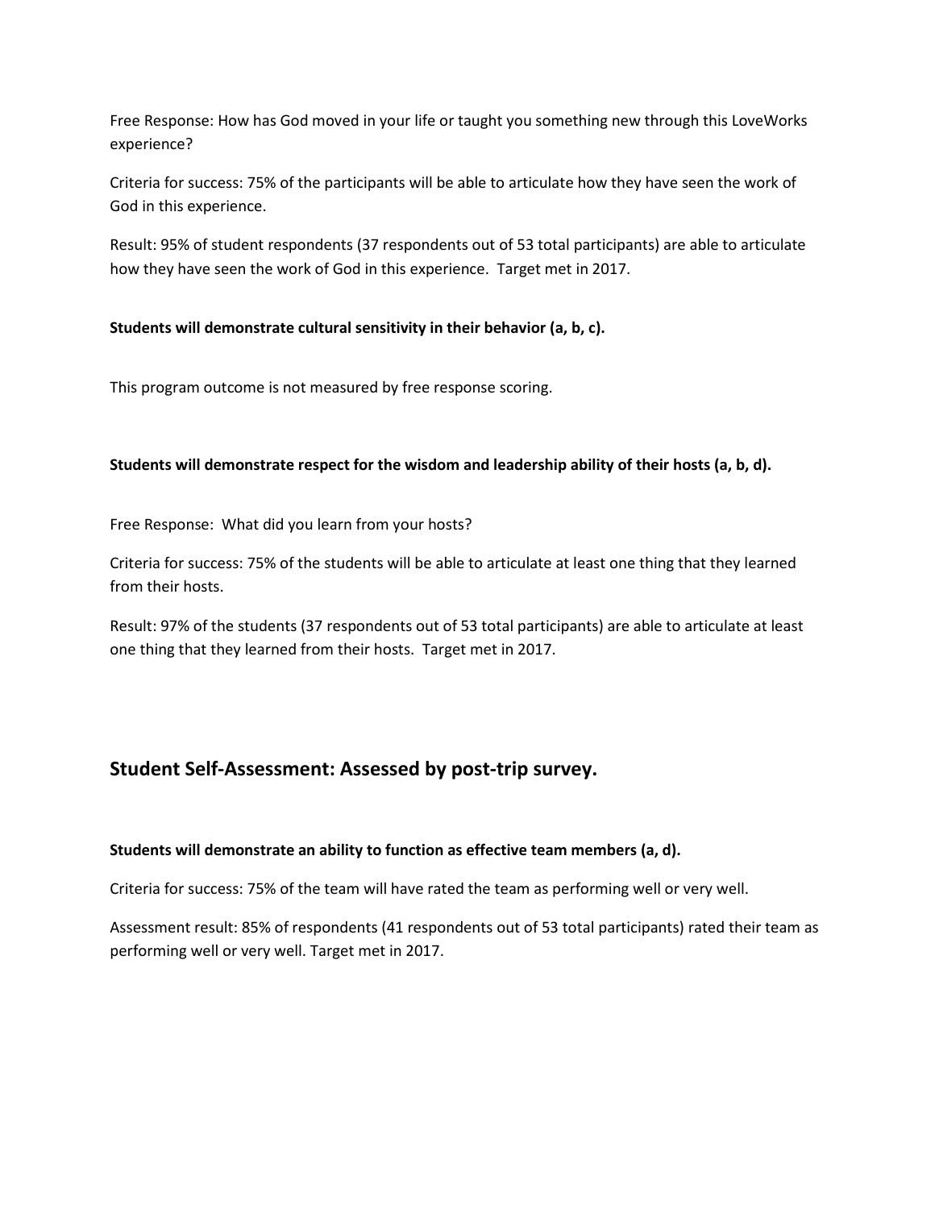Free Response: How has God moved in your life or taught you something new through this LoveWorks experience?

Criteria for success: 75% of the participants will be able to articulate how they have seen the work of God in this experience.

Result: 95% of student respondents (37 respondents out of 53 total participants) are able to articulate how they have seen the work of God in this experience. Target met in 2017.

**Students will demonstrate cultural sensitivity in their behavior (a, b, c).**

This program outcome is not measured by free response scoring.

**Students will demonstrate respect for the wisdom and leadership ability of their hosts (a, b, d).**

Free Response: What did you learn from your hosts?

Criteria for success: 75% of the students will be able to articulate at least one thing that they learned from their hosts.

Result: 97% of the students (37 respondents out of 53 total participants) are able to articulate at least one thing that they learned from their hosts. Target met in 2017.

## Student Self-Assessment: Assessed by post-trip survey.

**Students will demonstrate an ability to function as effective team members (a, d).**

Criteria for success: 75% of the team will have rated the team as performing well or very well.

Assessment result: 85% of respondents (41 respondents out of 53 total participants) rated their team as performing well or very well. Target met in 2017.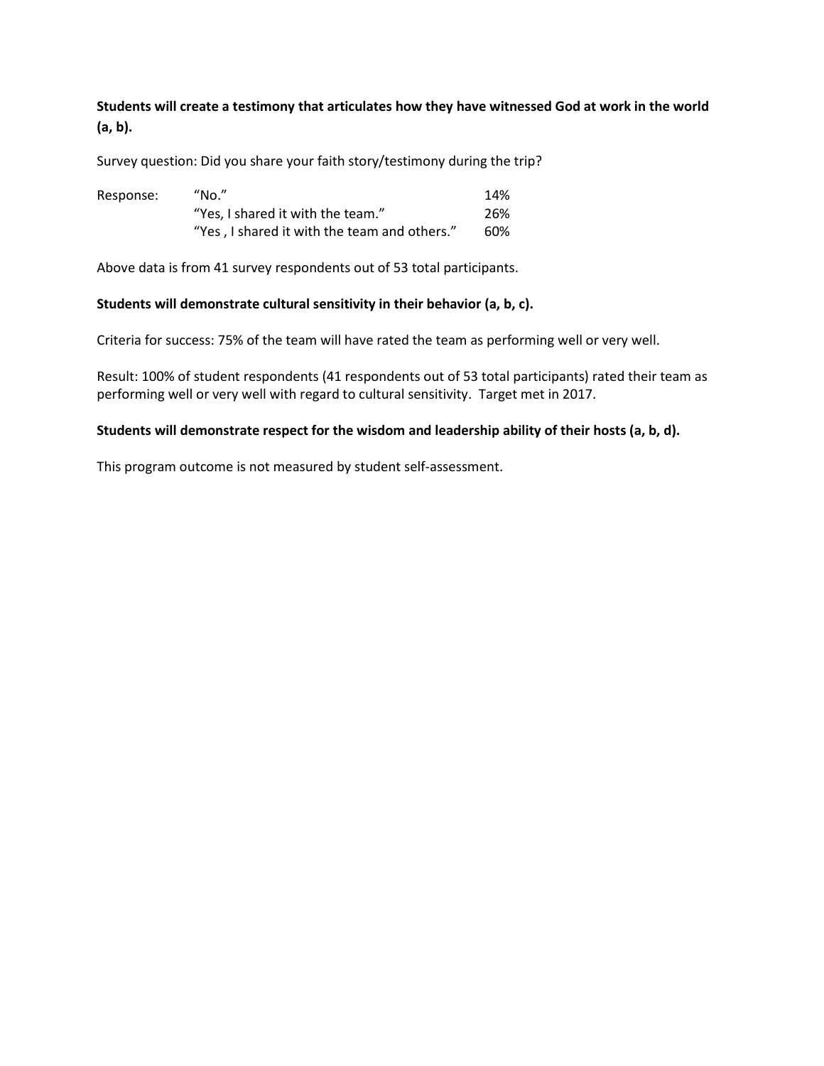**Students will create a testimony that articulates how they have witnessed God at work in the world (a, b).**

Survey question: Did you share your faith story/testimony during the trip?

| | | |
|---|---|---|
| Response: | "No." | 14% |
| | "Yes, I shared it with the team." | 26% |
| | "Yes , I shared it with the team and others." | 60% |

Above data is from 41 survey respondents out of 53 total participants.

**Students will demonstrate cultural sensitivity in their behavior (a, b, c).**

Criteria for success: 75% of the team will have rated the team as performing well or very well.

Result: 100% of student respondents (41 respondents out of 53 total participants) rated their team as performing well or very well with regard to cultural sensitivity. Target met in 2017.

**Students will demonstrate respect for the wisdom and leadership ability of their hosts (a, b, d).**

This program outcome is not measured by student self-assessment.